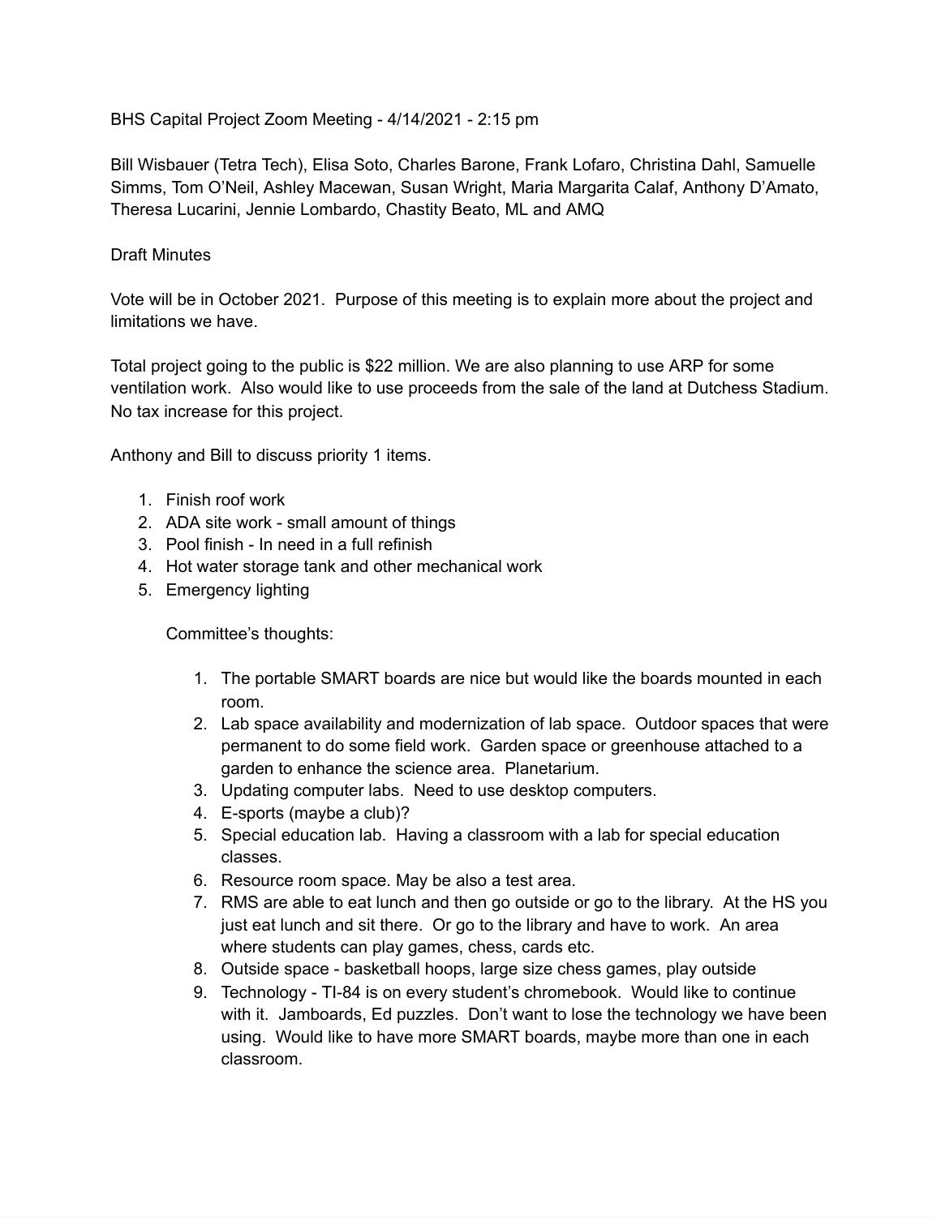BHS Capital Project Zoom Meeting - 4/14/2021 - 2:15 pm

Bill Wisbauer (Tetra Tech), Elisa Soto, Charles Barone, Frank Lofaro, Christina Dahl, Samuelle Simms, Tom O'Neil, Ashley Macewan, Susan Wright, Maria Margarita Calaf, Anthony D'Amato, Theresa Lucarini, Jennie Lombardo, Chastity Beato, ML and AMQ

Draft Minutes

Vote will be in October 2021. Purpose of this meeting is to explain more about the project and limitations we have.

Total project going to the public is $22 million. We are also planning to use ARP for some ventilation work. Also would like to use proceeds from the sale of the land at Dutchess Stadium. No tax increase for this project.

Anthony and Bill to discuss priority 1 items.

1. Finish roof work
2. ADA site work - small amount of things
3. Pool finish - In need in a full refinish
4. Hot water storage tank and other mechanical work
5. Emergency lighting

    Committee's thoughts:

    1. The portable SMART boards are nice but would like the boards mounted in each room.
    2. Lab space availability and modernization of lab space. Outdoor spaces that were permanent to do some field work. Garden space or greenhouse attached to a garden to enhance the science area. Planetarium.
    3. Updating computer labs. Need to use desktop computers.
    4. E-sports (maybe a club)?
    5. Special education lab. Having a classroom with a lab for special education classes.
    6. Resource room space. May be also a test area.
    7. RMS are able to eat lunch and then go outside or go to the library. At the HS you just eat lunch and sit there. Or go to the library and have to work. An area where students can play games, chess, cards etc.
    8. Outside space - basketball hoops, large size chess games, play outside
    9. Technology - TI-84 is on every student's chromebook. Would like to continue with it. Jamboards, Ed puzzles. Don't want to lose the technology we have been using. Would like to have more SMART boards, maybe more than one in each classroom.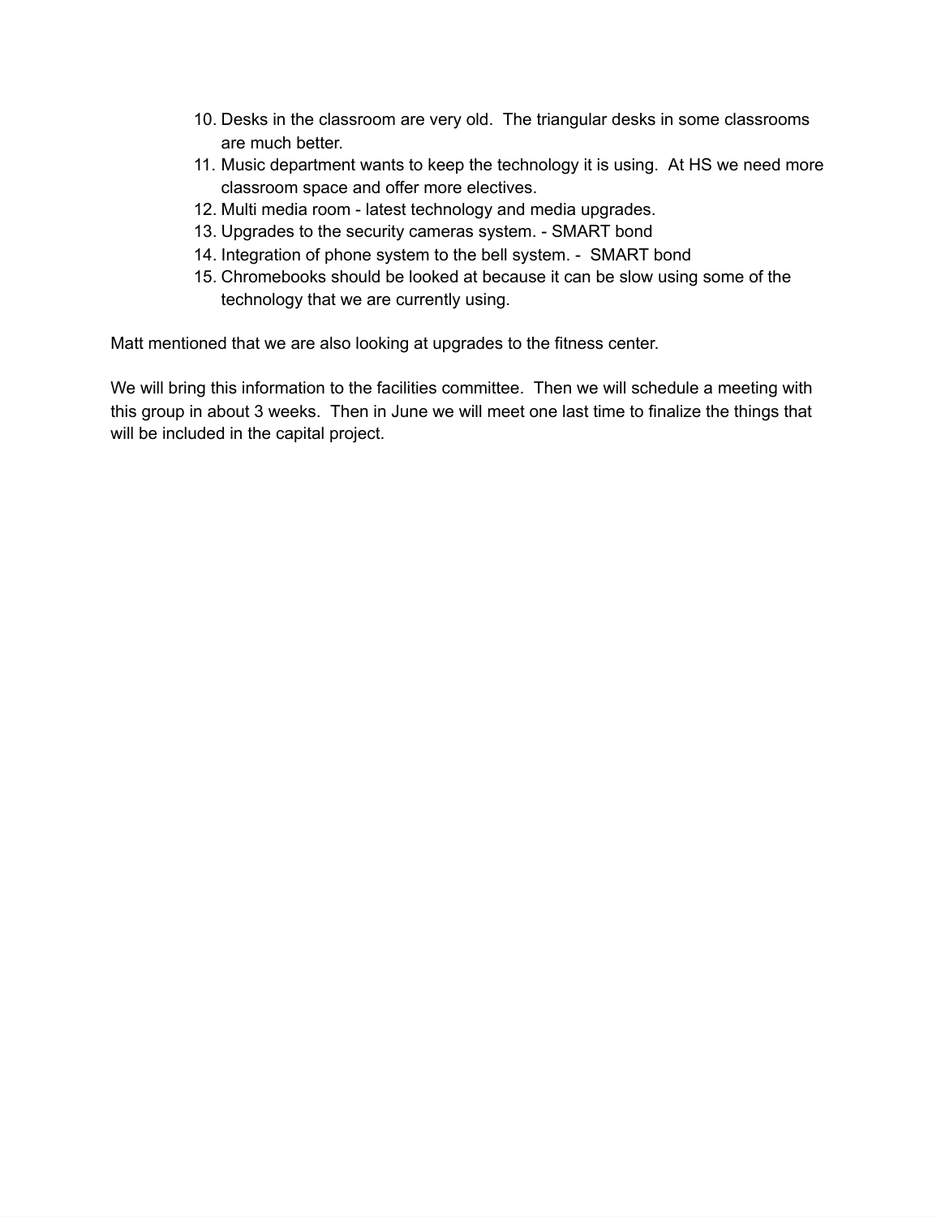10. Desks in the classroom are very old. The triangular desks in some classrooms are much better.
11. Music department wants to keep the technology it is using. At HS we need more classroom space and offer more electives.
12. Multi media room - latest technology and media upgrades.
13. Upgrades to the security cameras system. - SMART bond
14. Integration of phone system to the bell system. - SMART bond
15. Chromebooks should be looked at because it can be slow using some of the technology that we are currently using.

Matt mentioned that we are also looking at upgrades to the fitness center.

We will bring this information to the facilities committee. Then we will schedule a meeting with this group in about 3 weeks. Then in June we will meet one last time to finalize the things that will be included in the capital project.